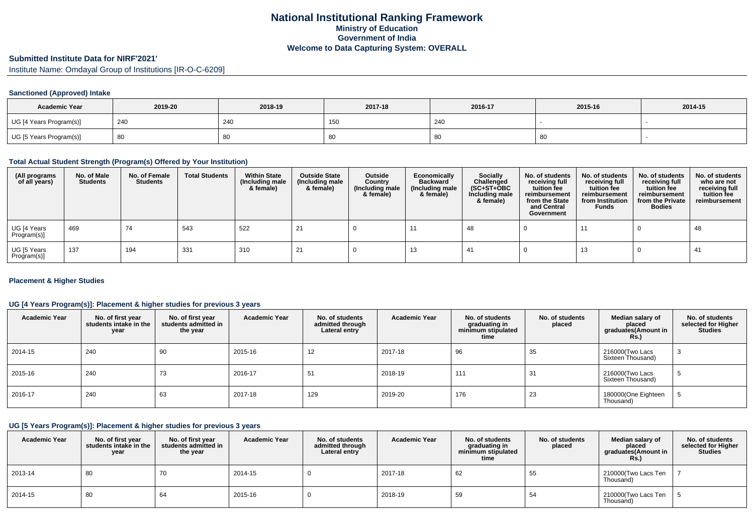# National Institutional Ranking Framework
## Ministry of Education
## Government of India
## Welcome to Data Capturing System: OVERALL

### Submitted Institute Data for NIRF'2021'

Institute Name: Omdayal Group of Institutions [IR-O-C-6209]

#### Sanctioned (Approved) Intake

| Academic Year | 2019-20 | 2018-19 | 2017-18 | 2016-17 | 2015-16 | 2014-15 |
|---|---|---|---|---|---|---|
| UG [4 Years Program(s)] | 240 | 240 | 150 | 240 | - | - |
| UG [5 Years Program(s)] | 80 | 80 | 80 | 80 | 80 | - |

#### Total Actual Student Strength (Program(s) Offered by Your Institution)

| (All programs of all years) | No. of Male Students | No. of Female Students | Total Students | Within State (Including male & female) | Outside State (Including male & female) | Outside Country (Including male & female) | Economically Backward (Including male & female) | Socially Challenged (SC+ST+OBC Including male & female) | No. of students receiving full tuition fee reimbursement from the State and Central Government | No. of students receiving full tuition fee reimbursement from Institution Funds | No. of students receiving full tuition fee reimbursement from the Private Bodies | No. of students who are not receiving full tuition fee reimbursement |
|---|---|---|---|---|---|---|---|---|---|---|---|---|
| UG [4 Years Program(s)] | 469 | 74 | 543 | 522 | 21 | 0 | 11 | 48 | 0 | 11 | 0 | 48 |
| UG [5 Years Program(s)] | 137 | 194 | 331 | 310 | 21 | 0 | 13 | 41 | 0 | 13 | 0 | 41 |

#### Placement & Higher Studies

#### UG [4 Years Program(s)]: Placement & higher studies for previous 3 years

| Academic Year | No. of first year students intake in the year | No. of first year students admitted in the year | Academic Year | No. of students admitted through Lateral entry | Academic Year | No. of students graduating in minimum stipulated time | No. of students placed | Median salary of placed graduates(Amount in Rs.) | No. of students selected for Higher Studies |
|---|---|---|---|---|---|---|---|---|---|
| 2014-15 | 240 | 90 | 2015-16 | 12 | 2017-18 | 96 | 35 | 216000(Two Lacs Sixteen Thousand) | 3 |
| 2015-16 | 240 | 73 | 2016-17 | 51 | 2018-19 | 111 | 31 | 216000(Two Lacs Sixteen Thousand) | 5 |
| 2016-17 | 240 | 63 | 2017-18 | 129 | 2019-20 | 176 | 23 | 180000(One Eighteen Thousand) | 5 |

#### UG [5 Years Program(s)]: Placement & higher studies for previous 3 years

| Academic Year | No. of first year students intake in the year | No. of first year students admitted in the year | Academic Year | No. of students admitted through Lateral entry | Academic Year | No. of students graduating in minimum stipulated time | No. of students placed | Median salary of placed graduates(Amount in Rs.) | No. of students selected for Higher Studies |
|---|---|---|---|---|---|---|---|---|---|
| 2013-14 | 80 | 70 | 2014-15 | 0 | 2017-18 | 62 | 55 | 210000(Two Lacs Ten Thousand) | 7 |
| 2014-15 | 80 | 64 | 2015-16 | 0 | 2018-19 | 59 | 54 | 210000(Two Lacs Ten Thousand) | 5 |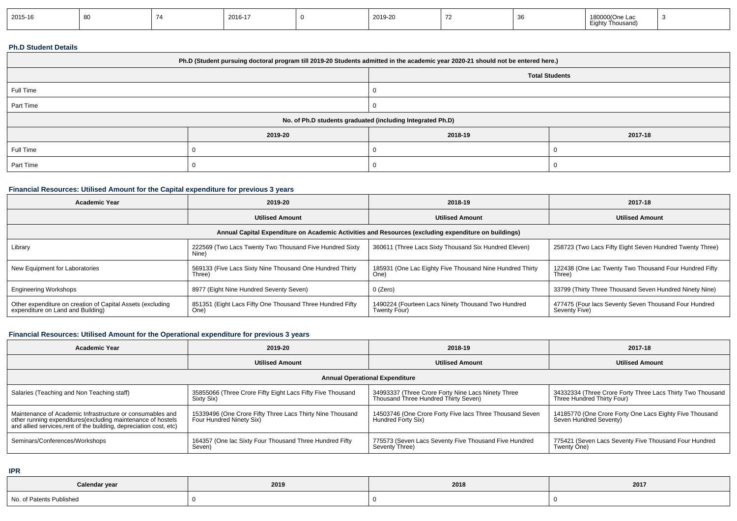| 2015-16 | 80 | 74 | 2016-17 | 0 | 2019-20 | 72 | 36 | 180000(One Lac Eighty Thousand) | 3 |
|---|---|---|---|---|---|---|---|---|---|

**Ph.D Student Details**

| Ph.D (Student pursuing doctoral program till 2019-20 Students admitted in the academic year 2020-21 should not be entered here.) | | | |
|---|---|---|---|
| | | Total Students | |
| Full Time | | 0 | |
| Part Time | | 0 | |
| No. of Ph.D students graduated (including Integrated Ph.D) | | | |
| | 2019-20 | 2018-19 | 2017-18 |
| Full Time | 0 | 0 | 0 |
| Part Time | 0 | 0 | 0 |

**Financial Resources: Utilised Amount for the Capital expenditure for previous 3 years**

| Academic Year | 2019-20 | 2018-19 | 2017-18 |
|---|---|---|---|
| | Utilised Amount | Utilised Amount | Utilised Amount |
| Annual Capital Expenditure on Academic Activities and Resources (excluding expenditure on buildings) | | | |
| Library | 222569 (Two Lacs Twenty Two Thousand Five Hundred Sixty Nine) | 360611 (Three Lacs Sixty Thousand Six Hundred Eleven) | 258723 (Two Lacs Fifty Eight Seven Hundred Twenty Three) |
| New Equipment for Laboratories | 569133 (Five Lacs Sixty Nine Thousand One Hundred Thirty Three) | 185931 (One Lac Eighty Five Thousand Nine Hundred Thirty One) | 122438 (One Lac Twenty Two Thousand Four Hundred Fifty Three) |
| Engineering Workshops | 8977 (Eight Nine Hundred Seventy Seven) | 0 (Zero) | 33799 (Thirty Three Thousand Seven Hundred Ninety Nine) |
| Other expenditure on creation of Capital Assets (excluding expenditure on Land and Building) | 851351 (Eight Lacs Fifty One Thousand Three Hundred Fifty One) | 1490224 (Fourteen Lacs Ninety Thousand Two Hundred Twenty Four) | 477475 (Four lacs Seventy Seven Thousand Four Hundred Seventy Five) |

**Financial Resources: Utilised Amount for the Operational expenditure for previous 3 years**

| Academic Year | 2019-20 | 2018-19 | 2017-18 |
|---|---|---|---|
| | Utilised Amount | Utilised Amount | Utilised Amount |
| Annual Operational Expenditure | | | |
| Salaries (Teaching and Non Teaching staff) | 35855066 (Three Crore Fifty Eight Lacs Fifty Five Thousand Sixty Six) | 34993337 (Three Crore Forty Nine Lacs Ninety Three Thousand Three Hundred Thirty Seven) | 34332334 (Three Crore Forty Three Lacs Thirty Two Thousand Three Hundred Thirty Four) |
| Maintenance of Academic Infrastructure or consumables and other running expenditures(excluding maintenance of hostels and allied services,rent of the building, depreciation cost, etc) | 15339496 (One Crore Fifty Three Lacs Thirty Nine Thousand Four Hundred Ninety Six) | 14503746 (One Crore Forty Five lacs Three Thousand Seven Hundred Forty Six) | 14185770 (One Crore Forty One Lacs Eighty Five Thousand Seven Hundred Seventy) |
| Seminars/Conferences/Workshops | 164357 (One lac Sixty Four Thousand Three Hundred Fifty Seven) | 775573 (Seven Lacs Seventy Five Thousand Five Hundred Seventy Three) | 775421 (Seven Lacs Seventy Five Thousand Four Hundred Twenty One) |

**IPR**

| Calendar year | 2019 | 2018 | 2017 |
|---|---|---|---|
| No. of Patents Published | 0 | 0 | 0 |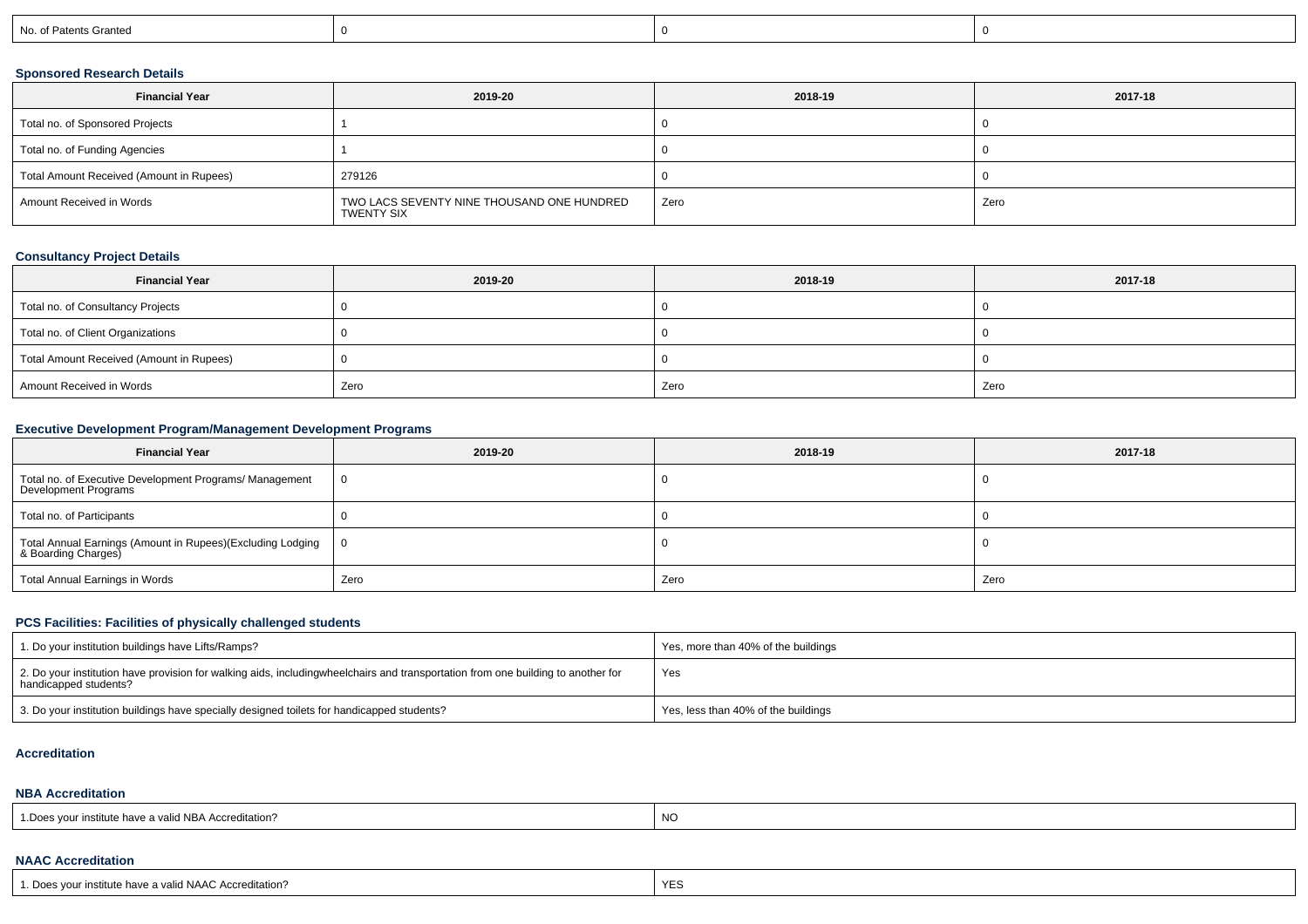| No. of Patents Granted | 0 | 0 | 0 |
|---|---|---|---|

### Sponsored Research Details

| Financial Year | 2019-20 | 2018-19 | 2017-18 |
|---|---|---|---|
| Total no. of Sponsored Projects | 1 | 0 | 0 |
| Total no. of Funding Agencies | 1 | 0 | 0 |
| Total Amount Received (Amount in Rupees) | 279126 | 0 | 0 |
| Amount Received in Words | TWO LACS SEVENTY NINE THOUSAND ONE HUNDRED TWENTY SIX | Zero | Zero |

### Consultancy Project Details

| Financial Year | 2019-20 | 2018-19 | 2017-18 |
|---|---|---|---|
| Total no. of Consultancy Projects | 0 | 0 | 0 |
| Total no. of Client Organizations | 0 | 0 | 0 |
| Total Amount Received (Amount in Rupees) | 0 | 0 | 0 |
| Amount Received in Words | Zero | Zero | Zero |

### Executive Development Program/Management Development Programs

| Financial Year | 2019-20 | 2018-19 | 2017-18 |
|---|---|---|---|
| Total no. of Executive Development Programs/ Management Development Programs | 0 | 0 | 0 |
| Total no. of Participants | 0 | 0 | 0 |
| Total Annual Earnings (Amount in Rupees)(Excluding Lodging & Boarding Charges) | 0 | 0 | 0 |
| Total Annual Earnings in Words | Zero | Zero | Zero |

### PCS Facilities: Facilities of physically challenged students

| 1. Do your institution buildings have Lifts/Ramps? | Yes, more than 40% of the buildings |
|---|---|
| 2. Do your institution have provision for walking aids, includingwheelchairs and transportation from one building to another for handicapped students? | Yes |
| 3. Do your institution buildings have specially designed toilets for handicapped students? | Yes, less than 40% of the buildings |

### Accreditation

### NBA Accreditation

| 1.Does your institute have a valid NBA Accreditation? | NO |
|---|---|

### NAAC Accreditation

| 1. Does your institute have a valid NAAC Accreditation? | YES |
|---|---|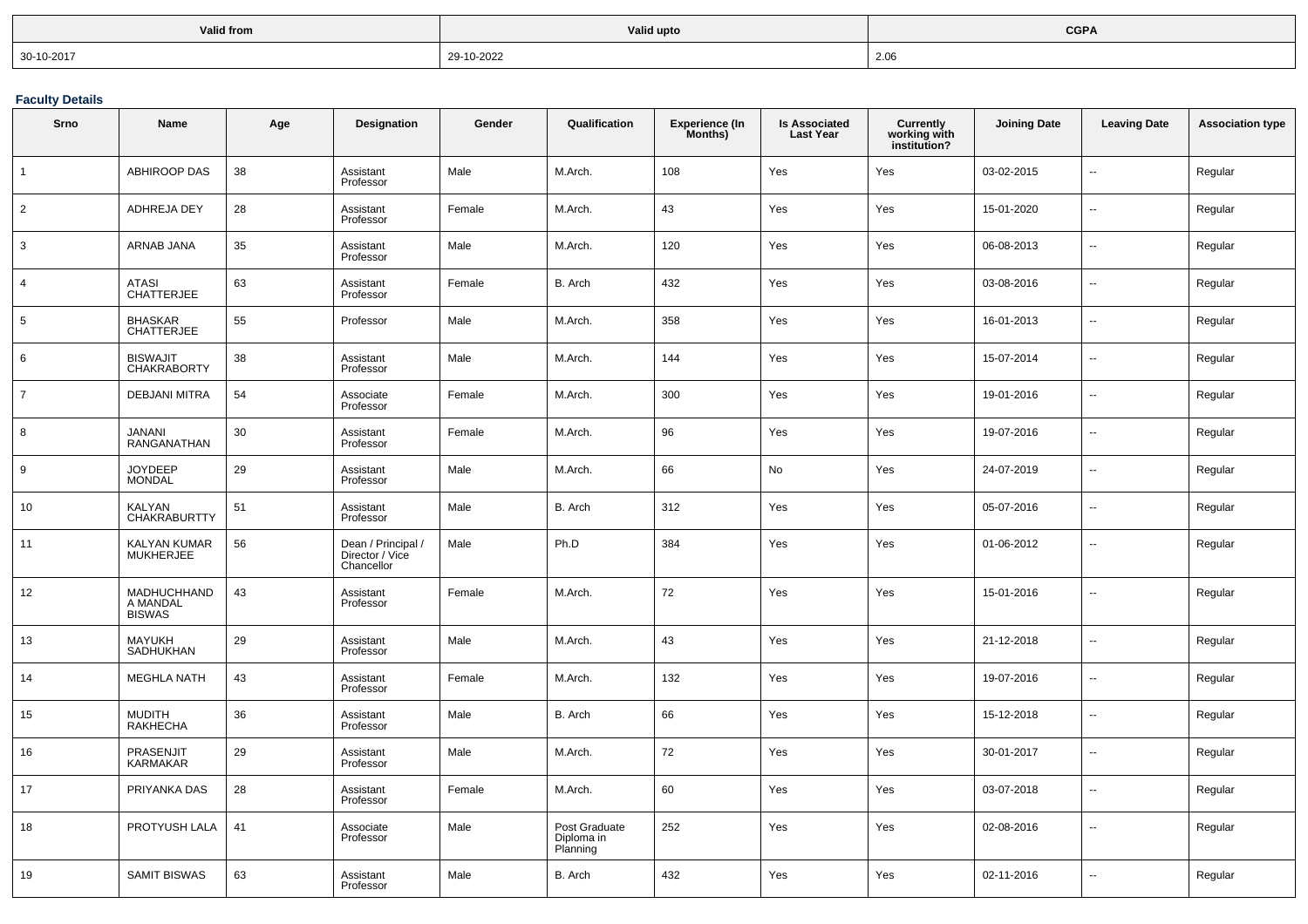| Valid from | Valid upto | CGPA |
| --- | --- | --- |
| 30-10-2017 | 29-10-2022 | 2.06 |

### Faculty Details

| Srno | Name | Age | Designation | Gender | Qualification | Experience (In Months) | Is Associated Last Year | Currently working with institution? | Joining Date | Leaving Date | Association type |
| --- | --- | --- | --- | --- | --- | --- | --- | --- | --- | --- | --- |
| 1 | ABHIROOP DAS | 38 | Assistant Professor | Male | M.Arch. | 108 | Yes | Yes | 03-02-2015 | -- | Regular |
| 2 | ADHREJA DEY | 28 | Assistant Professor | Female | M.Arch. | 43 | Yes | Yes | 15-01-2020 | -- | Regular |
| 3 | ARNAB JANA | 35 | Assistant Professor | Male | M.Arch. | 120 | Yes | Yes | 06-08-2013 | -- | Regular |
| 4 | ATASI CHATTERJEE | 63 | Assistant Professor | Female | B. Arch | 432 | Yes | Yes | 03-08-2016 | -- | Regular |
| 5 | BHASKAR CHATTERJEE | 55 | Professor | Male | M.Arch. | 358 | Yes | Yes | 16-01-2013 | -- | Regular |
| 6 | BISWAJIT CHAKRABORTY | 38 | Assistant Professor | Male | M.Arch. | 144 | Yes | Yes | 15-07-2014 | -- | Regular |
| 7 | DEBJANI MITRA | 54 | Associate Professor | Female | M.Arch. | 300 | Yes | Yes | 19-01-2016 | -- | Regular |
| 8 | JANANI RANGANATHAN | 30 | Assistant Professor | Female | M.Arch. | 96 | Yes | Yes | 19-07-2016 | -- | Regular |
| 9 | JOYDEEP MONDAL | 29 | Assistant Professor | Male | M.Arch. | 66 | No | Yes | 24-07-2019 | -- | Regular |
| 10 | KALYAN CHAKRABURTTY | 51 | Assistant Professor | Male | B. Arch | 312 | Yes | Yes | 05-07-2016 | -- | Regular |
| 11 | KALYAN KUMAR MUKHERJEE | 56 | Dean / Principal / Director / Vice Chancellor | Male | Ph.D | 384 | Yes | Yes | 01-06-2012 | -- | Regular |
| 12 | MADHUCHHANDA MANDAL BISWAS | 43 | Assistant Professor | Female | M.Arch. | 72 | Yes | Yes | 15-01-2016 | -- | Regular |
| 13 | MAYUKH SADHUKHAN | 29 | Assistant Professor | Male | M.Arch. | 43 | Yes | Yes | 21-12-2018 | -- | Regular |
| 14 | MEGHLA NATH | 43 | Assistant Professor | Female | M.Arch. | 132 | Yes | Yes | 19-07-2016 | -- | Regular |
| 15 | MUDITH RAKHECHA | 36 | Assistant Professor | Male | B. Arch | 66 | Yes | Yes | 15-12-2018 | -- | Regular |
| 16 | PRASENJIT KARMAKAR | 29 | Assistant Professor | Male | M.Arch. | 72 | Yes | Yes | 30-01-2017 | -- | Regular |
| 17 | PRIYANKA DAS | 28 | Assistant Professor | Female | M.Arch. | 60 | Yes | Yes | 03-07-2018 | -- | Regular |
| 18 | PROTYUSH LALA | 41 | Associate Professor | Male | Post Graduate Diploma in Planning | 252 | Yes | Yes | 02-08-2016 | -- | Regular |
| 19 | SAMIT BISWAS | 63 | Assistant Professor | Male | B. Arch | 432 | Yes | Yes | 02-11-2016 | -- | Regular |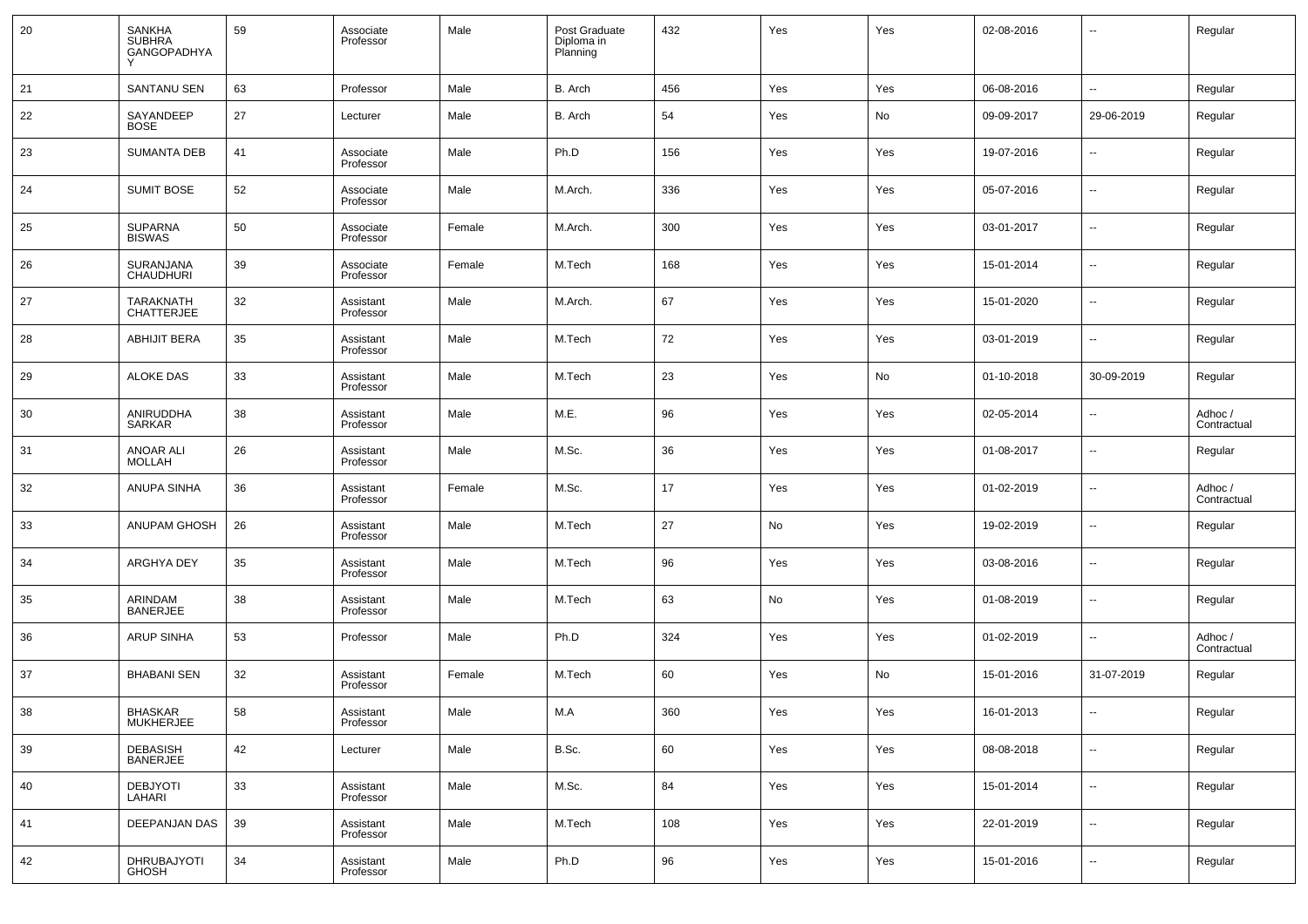| 20 | SANKHA SUBHRA GANGOPADHYAY | 59 | Associate Professor | Male | Post Graduate Diploma in Planning | 432 | Yes | Yes | 02-08-2016 | -- | Regular |
|---|---|---|---|---|---|---|---|---|---|---|---|
| 21 | SANTANU SEN | 63 | Professor | Male | B. Arch | 456 | Yes | Yes | 06-08-2016 | -- | Regular |
| 22 | SAYANDEEP BOSE | 27 | Lecturer | Male | B. Arch | 54 | Yes | No | 09-09-2017 | 29-06-2019 | Regular |
| 23 | SUMANTA DEB | 41 | Associate Professor | Male | Ph.D | 156 | Yes | Yes | 19-07-2016 | -- | Regular |
| 24 | SUMIT BOSE | 52 | Associate Professor | Male | M.Arch. | 336 | Yes | Yes | 05-07-2016 | -- | Regular |
| 25 | SUPARNA BISWAS | 50 | Associate Professor | Female | M.Arch. | 300 | Yes | Yes | 03-01-2017 | -- | Regular |
| 26 | SURANJANA CHAUDHURI | 39 | Associate Professor | Female | M.Tech | 168 | Yes | Yes | 15-01-2014 | -- | Regular |
| 27 | TARAKNATH CHATTERJEE | 32 | Assistant Professor | Male | M.Arch. | 67 | Yes | Yes | 15-01-2020 | -- | Regular |
| 28 | ABHIJIT BERA | 35 | Assistant Professor | Male | M.Tech | 72 | Yes | Yes | 03-01-2019 | -- | Regular |
| 29 | ALOKE DAS | 33 | Assistant Professor | Male | M.Tech | 23 | Yes | No | 01-10-2018 | 30-09-2019 | Regular |
| 30 | ANIRUDDHA SARKAR | 38 | Assistant Professor | Male | M.E. | 96 | Yes | Yes | 02-05-2014 | -- | Adhoc / Contractual |
| 31 | ANOAR ALI MOLLAH | 26 | Assistant Professor | Male | M.Sc. | 36 | Yes | Yes | 01-08-2017 | -- | Regular |
| 32 | ANUPA SINHA | 36 | Assistant Professor | Female | M.Sc. | 17 | Yes | Yes | 01-02-2019 | -- | Adhoc / Contractual |
| 33 | ANUPAM GHOSH | 26 | Assistant Professor | Male | M.Tech | 27 | No | Yes | 19-02-2019 | -- | Regular |
| 34 | ARGHYA DEY | 35 | Assistant Professor | Male | M.Tech | 96 | Yes | Yes | 03-08-2016 | -- | Regular |
| 35 | ARINDAM BANERJEE | 38 | Assistant Professor | Male | M.Tech | 63 | No | Yes | 01-08-2019 | -- | Regular |
| 36 | ARUP SINHA | 53 | Professor | Male | Ph.D | 324 | Yes | Yes | 01-02-2019 | -- | Adhoc / Contractual |
| 37 | BHABANI SEN | 32 | Assistant Professor | Female | M.Tech | 60 | Yes | No | 15-01-2016 | 31-07-2019 | Regular |
| 38 | BHASKAR MUKHERJEE | 58 | Assistant Professor | Male | M.A | 360 | Yes | Yes | 16-01-2013 | -- | Regular |
| 39 | DEBASISH BANERJEE | 42 | Lecturer | Male | B.Sc. | 60 | Yes | Yes | 08-08-2018 | -- | Regular |
| 40 | DEBJYOTI LAHARI | 33 | Assistant Professor | Male | M.Sc. | 84 | Yes | Yes | 15-01-2014 | -- | Regular |
| 41 | DEEPANJAN DAS | 39 | Assistant Professor | Male | M.Tech | 108 | Yes | Yes | 22-01-2019 | -- | Regular |
| 42 | DHRUBAJYOTI GHOSH | 34 | Assistant Professor | Male | Ph.D | 96 | Yes | Yes | 15-01-2016 | -- | Regular |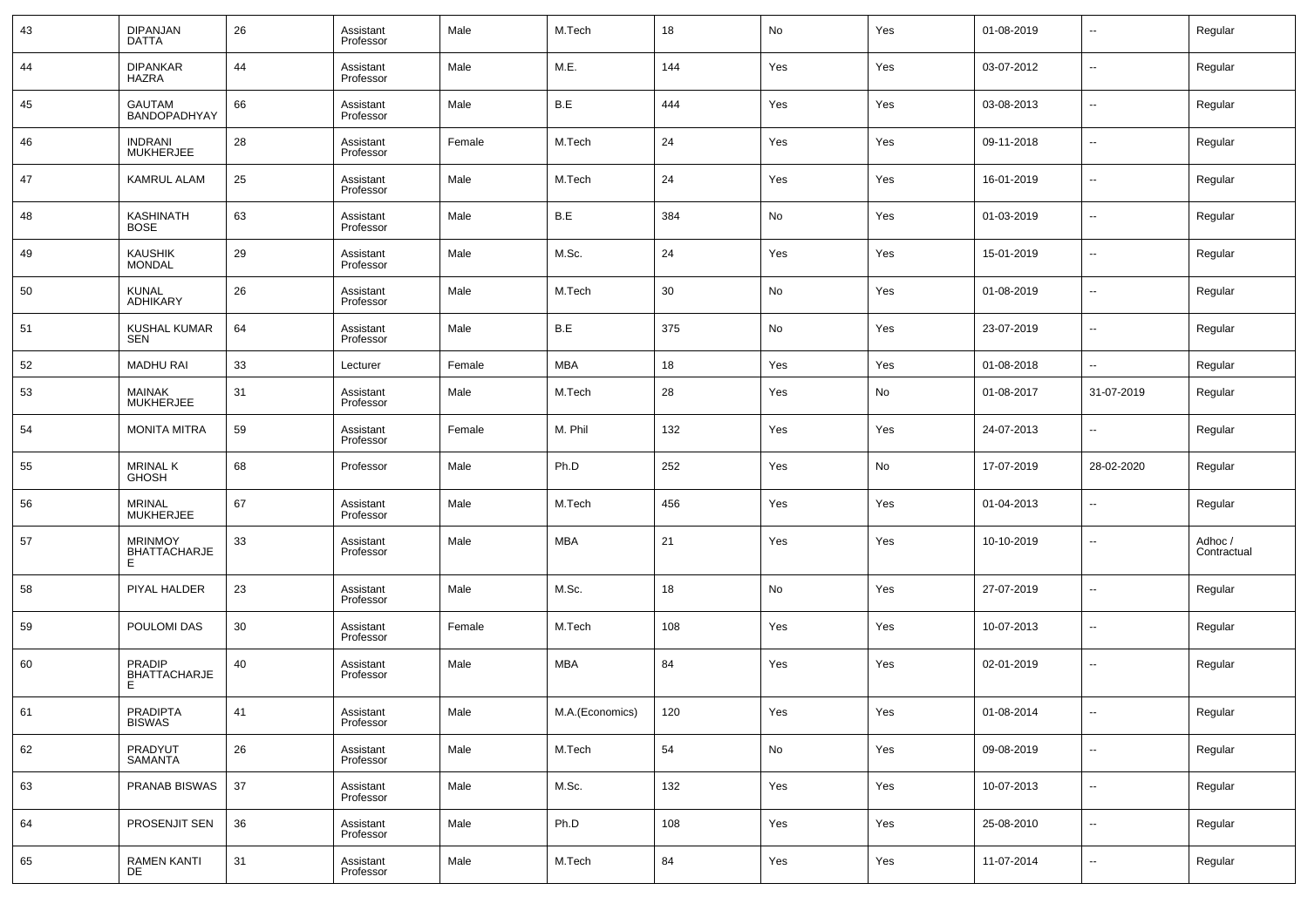| 43 | DIPANJAN DATTA | 26 | Assistant Professor | Male | M.Tech | 18 | No | Yes | 01-08-2019 | -- | Regular |
|---|---|---|---|---|---|---|---|---|---|---|---|
| 44 | DIPANKAR HAZRA | 44 | Assistant Professor | Male | M.E. | 144 | Yes | Yes | 03-07-2012 | -- | Regular |
| 45 | GAUTAM BANDOPADHYAY | 66 | Assistant Professor | Male | B.E | 444 | Yes | Yes | 03-08-2013 | -- | Regular |
| 46 | INDRANI MUKHERJEE | 28 | Assistant Professor | Female | M.Tech | 24 | Yes | Yes | 09-11-2018 | -- | Regular |
| 47 | KAMRUL ALAM | 25 | Assistant Professor | Male | M.Tech | 24 | Yes | Yes | 16-01-2019 | -- | Regular |
| 48 | KASHINATH BOSE | 63 | Assistant Professor | Male | B.E | 384 | No | Yes | 01-03-2019 | -- | Regular |
| 49 | KAUSHIK MONDAL | 29 | Assistant Professor | Male | M.Sc. | 24 | Yes | Yes | 15-01-2019 | -- | Regular |
| 50 | KUNAL ADHIKARY | 26 | Assistant Professor | Male | M.Tech | 30 | No | Yes | 01-08-2019 | -- | Regular |
| 51 | KUSHAL KUMAR SEN | 64 | Assistant Professor | Male | B.E | 375 | No | Yes | 23-07-2019 | -- | Regular |
| 52 | MADHU RAI | 33 | Lecturer | Female | MBA | 18 | Yes | Yes | 01-08-2018 | -- | Regular |
| 53 | MAINAK MUKHERJEE | 31 | Assistant Professor | Male | M.Tech | 28 | Yes | No | 01-08-2017 | 31-07-2019 | Regular |
| 54 | MONITA MITRA | 59 | Assistant Professor | Female | M. Phil | 132 | Yes | Yes | 24-07-2013 | -- | Regular |
| 55 | MRINAL K GHOSH | 68 | Professor | Male | Ph.D | 252 | Yes | No | 17-07-2019 | 28-02-2020 | Regular |
| 56 | MRINAL MUKHERJEE | 67 | Assistant Professor | Male | M.Tech | 456 | Yes | Yes | 01-04-2013 | -- | Regular |
| 57 | MRINMOY BHATTACHARJEE | 33 | Assistant Professor | Male | MBA | 21 | Yes | Yes | 10-10-2019 | -- | Adhoc / Contractual |
| 58 | PIYAL HALDER | 23 | Assistant Professor | Male | M.Sc. | 18 | No | Yes | 27-07-2019 | -- | Regular |
| 59 | POULOMI DAS | 30 | Assistant Professor | Female | M.Tech | 108 | Yes | Yes | 10-07-2013 | -- | Regular |
| 60 | PRADIP BHATTACHARJEE | 40 | Assistant Professor | Male | MBA | 84 | Yes | Yes | 02-01-2019 | -- | Regular |
| 61 | PRADIPTA BISWAS | 41 | Assistant Professor | Male | M.A.(Economics) | 120 | Yes | Yes | 01-08-2014 | -- | Regular |
| 62 | PRADYUT SAMANTA | 26 | Assistant Professor | Male | M.Tech | 54 | No | Yes | 09-08-2019 | -- | Regular |
| 63 | PRANAB BISWAS | 37 | Assistant Professor | Male | M.Sc. | 132 | Yes | Yes | 10-07-2013 | -- | Regular |
| 64 | PROSENJIT SEN | 36 | Assistant Professor | Male | Ph.D | 108 | Yes | Yes | 25-08-2010 | -- | Regular |
| 65 | RAMEN KANTI DE | 31 | Assistant Professor | Male | M.Tech | 84 | Yes | Yes | 11-07-2014 | -- | Regular |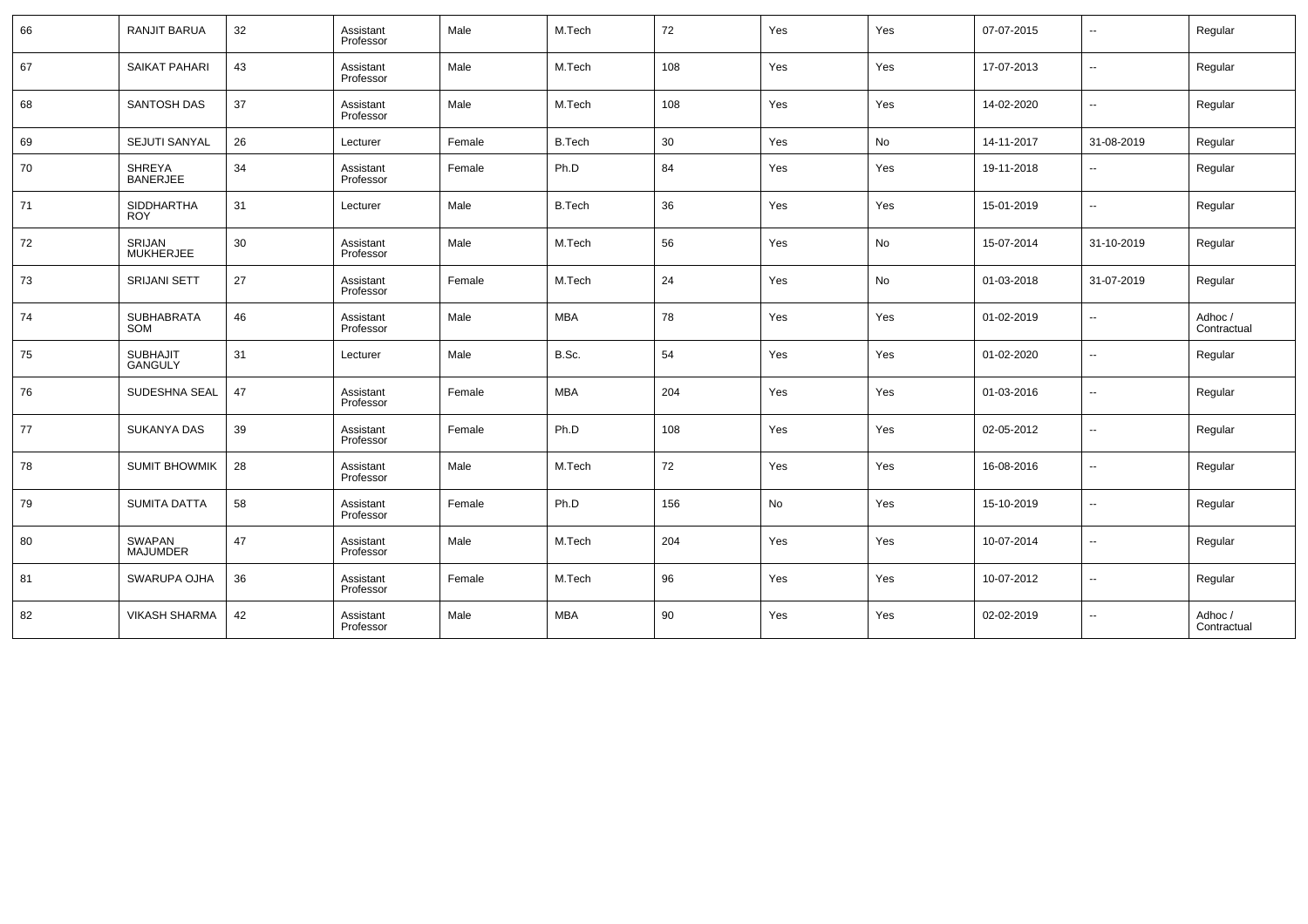| | | | | | | | | | | | |
|---|---|---|---|---|---|---|---|---|---|---|---|
| 66 | RANJIT BARUA | 32 | Assistant Professor | Male | M.Tech | 72 | Yes | Yes | 07-07-2015 | -- | Regular |
| 67 | SAIKAT PAHARI | 43 | Assistant Professor | Male | M.Tech | 108 | Yes | Yes | 17-07-2013 | -- | Regular |
| 68 | SANTOSH DAS | 37 | Assistant Professor | Male | M.Tech | 108 | Yes | Yes | 14-02-2020 | -- | Regular |
| 69 | SEJUTI SANYAL | 26 | Lecturer | Female | B.Tech | 30 | Yes | No | 14-11-2017 | 31-08-2019 | Regular |
| 70 | SHREYA BANERJEE | 34 | Assistant Professor | Female | Ph.D | 84 | Yes | Yes | 19-11-2018 | -- | Regular |
| 71 | SIDDHARTHA ROY | 31 | Lecturer | Male | B.Tech | 36 | Yes | Yes | 15-01-2019 | -- | Regular |
| 72 | SRIJAN MUKHERJEE | 30 | Assistant Professor | Male | M.Tech | 56 | Yes | No | 15-07-2014 | 31-10-2019 | Regular |
| 73 | SRIJANI SETT | 27 | Assistant Professor | Female | M.Tech | 24 | Yes | No | 01-03-2018 | 31-07-2019 | Regular |
| 74 | SUBHABRATA SOM | 46 | Assistant Professor | Male | MBA | 78 | Yes | Yes | 01-02-2019 | -- | Adhoc / Contractual |
| 75 | SUBHAJIT GANGULY | 31 | Lecturer | Male | B.Sc. | 54 | Yes | Yes | 01-02-2020 | -- | Regular |
| 76 | SUDESHNA SEAL | 47 | Assistant Professor | Female | MBA | 204 | Yes | Yes | 01-03-2016 | -- | Regular |
| 77 | SUKANYA DAS | 39 | Assistant Professor | Female | Ph.D | 108 | Yes | Yes | 02-05-2012 | -- | Regular |
| 78 | SUMIT BHOWMIK | 28 | Assistant Professor | Male | M.Tech | 72 | Yes | Yes | 16-08-2016 | -- | Regular |
| 79 | SUMITA DATTA | 58 | Assistant Professor | Female | Ph.D | 156 | No | Yes | 15-10-2019 | -- | Regular |
| 80 | SWAPAN MAJUMDER | 47 | Assistant Professor | Male | M.Tech | 204 | Yes | Yes | 10-07-2014 | -- | Regular |
| 81 | SWARUPA OJHA | 36 | Assistant Professor | Female | M.Tech | 96 | Yes | Yes | 10-07-2012 | -- | Regular |
| 82 | VIKASH SHARMA | 42 | Assistant Professor | Male | MBA | 90 | Yes | Yes | 02-02-2019 | -- | Adhoc / Contractual |